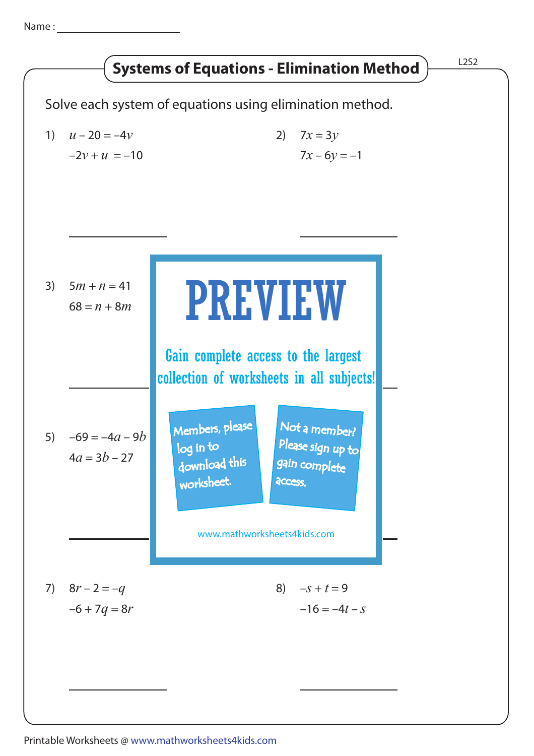Name : ____________________

# Systems of Equations - Elimination Method

L2S2

Solve each system of equations using elimination method.

1) $u - 20 = -4v$
   $-2v + u = -10$

   ____________________

2) $7x = 3y$
   $7x - 6y = -1$

   ____________________

3) $5m + n = 41$
   $68 = n + 8m$

   ____________________

PREVIEW

Gain complete access to the largest collection of worksheets in all subjects!

Members, please log in to download this worksheet.

Not a member? Please sign up to gain complete access.

www.mathworksheets4kids.com

5) $-69 = -4a - 9b$
   $4a = 3b - 27$

   ____________________

7) $8r - 2 = -q$
   $-6 + 7q = 8r$

   ____________________

8) $-s + t = 9$
   $-16 = -4t - s$

   ____________________

Printable Worksheets @ www.mathworksheets4kids.com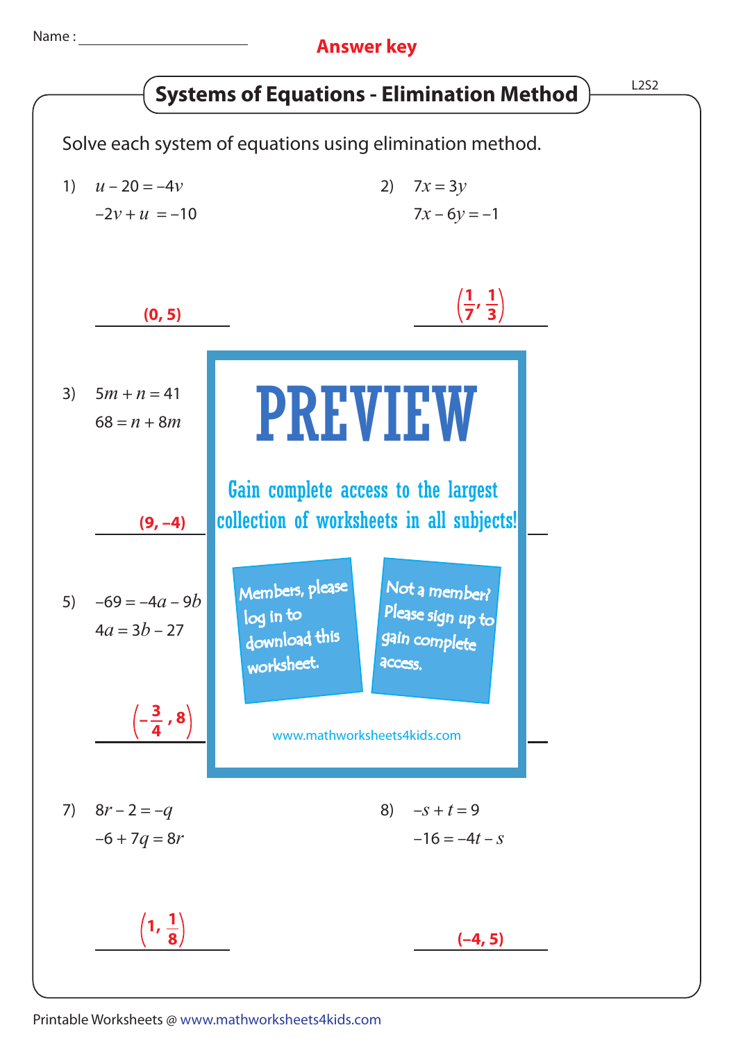Name : ____________________

**Answer key**

## Systems of Equations - Elimination Method

L2S2

Solve each system of equations using elimination method.

1) $u - 20 = -4v$

$-2v + u = -10$

**(0, 5)**

2) $7x = 3y$

$7x - 6y = -1$

$\left(\frac{1}{7}, \frac{1}{3}\right)$

3) $5m + n = 41$

$68 = n + 8m$

**(9, –4)**

PREVIEW

Gain complete access to the largest collection of worksheets in all subjects!

Members, please log in to download this worksheet.

Not a member? Please sign up to gain complete access.

www.mathworksheets4kids.com

5) $-69 = -4a - 9b$

$4a = 3b - 27$

$\left(-\frac{3}{4}, 8\right)$

7) $8r - 2 = -q$

$-6 + 7q = 8r$

$\left(1, \frac{1}{8}\right)$

8) $-s + t = 9$

$-16 = -4t - s$

**(–4, 5)**

Printable Worksheets @ www.mathworksheets4kids.com